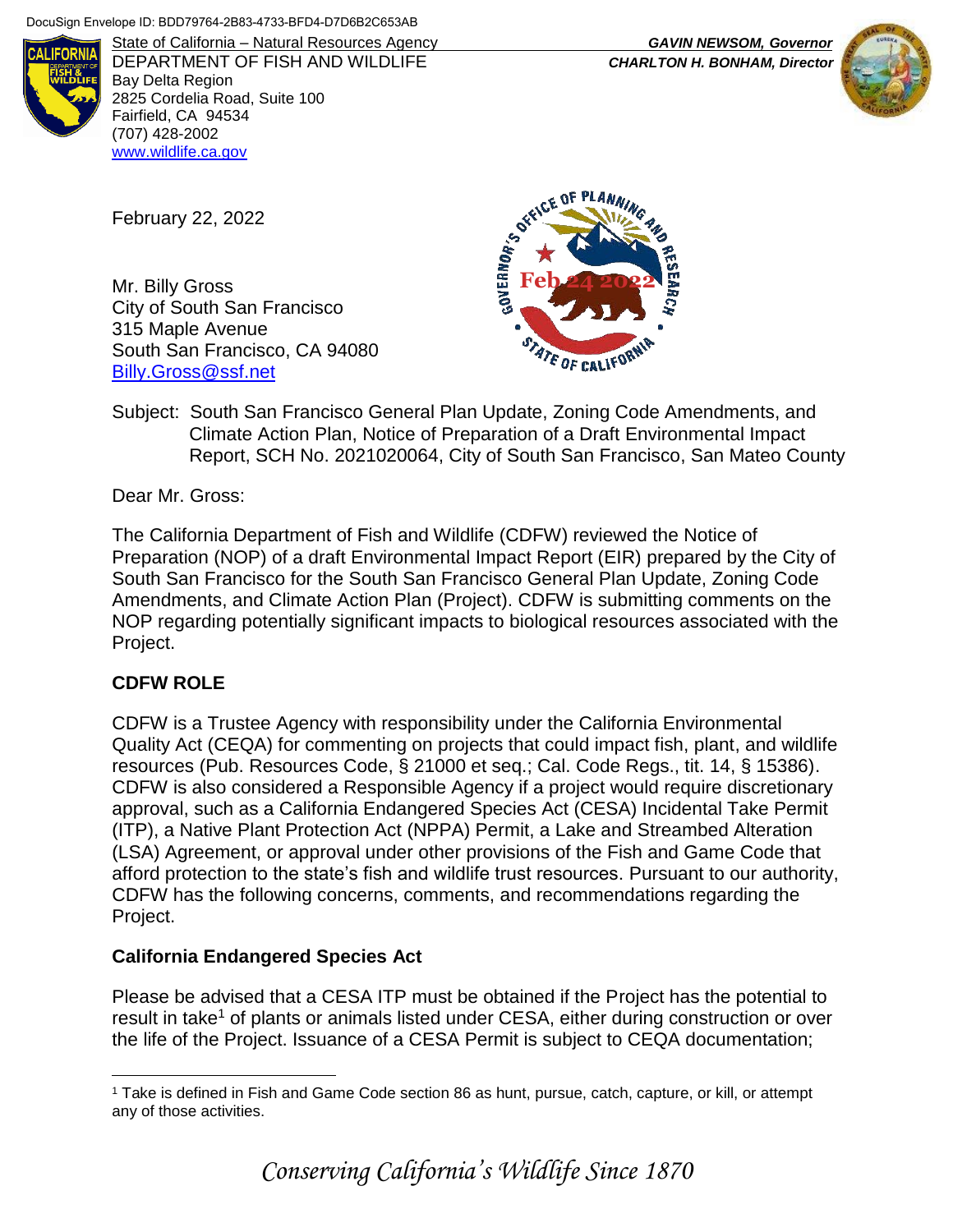DocuSign Envelope ID: BDD79764-2B83-4733-BFD4-D7D6B2C653AB

State of California – Natural Resources Agency
DEPARTMENT OF FISH AND WILDLIFE
Bay Delta Region
2825 Cordelia Road, Suite 100
Fairfield, CA 94534
(707) 428-2002
www.wildlife.ca.gov

*GAVIN NEWSOM, Governor*
*CHARLTON H. BONHAM, Director*

Governor's Office of Planning and Research
Feb 24 2022
State of California

February 22, 2022

Mr. Billy Gross
City of South San Francisco
315 Maple Avenue
South San Francisco, CA 94080
Billy.Gross@ssf.net

Subject: South San Francisco General Plan Update, Zoning Code Amendments, and Climate Action Plan, Notice of Preparation of a Draft Environmental Impact Report, SCH No. 2021020064, City of South San Francisco, San Mateo County

Dear Mr. Gross:

The California Department of Fish and Wildlife (CDFW) reviewed the Notice of Preparation (NOP) of a draft Environmental Impact Report (EIR) prepared by the City of South San Francisco for the South San Francisco General Plan Update, Zoning Code Amendments, and Climate Action Plan (Project). CDFW is submitting comments on the NOP regarding potentially significant impacts to biological resources associated with the Project.

## CDFW ROLE

CDFW is a Trustee Agency with responsibility under the California Environmental Quality Act (CEQA) for commenting on projects that could impact fish, plant, and wildlife resources (Pub. Resources Code, § 21000 et seq.; Cal. Code Regs., tit. 14, § 15386). CDFW is also considered a Responsible Agency if a project would require discretionary approval, such as a California Endangered Species Act (CESA) Incidental Take Permit (ITP), a Native Plant Protection Act (NPPA) Permit, a Lake and Streambed Alteration (LSA) Agreement, or approval under other provisions of the Fish and Game Code that afford protection to the state's fish and wildlife trust resources. Pursuant to our authority, CDFW has the following concerns, comments, and recommendations regarding the Project.

## California Endangered Species Act

Please be advised that a CESA ITP must be obtained if the Project has the potential to result in take[1] of plants or animals listed under CESA, either during construction or over the life of the Project. Issuance of a CESA Permit is subject to CEQA documentation;

[1] Take is defined in Fish and Game Code section 86 as hunt, pursue, catch, capture, or kill, or attempt any of those activities.

*Conserving California's Wildlife Since 1870*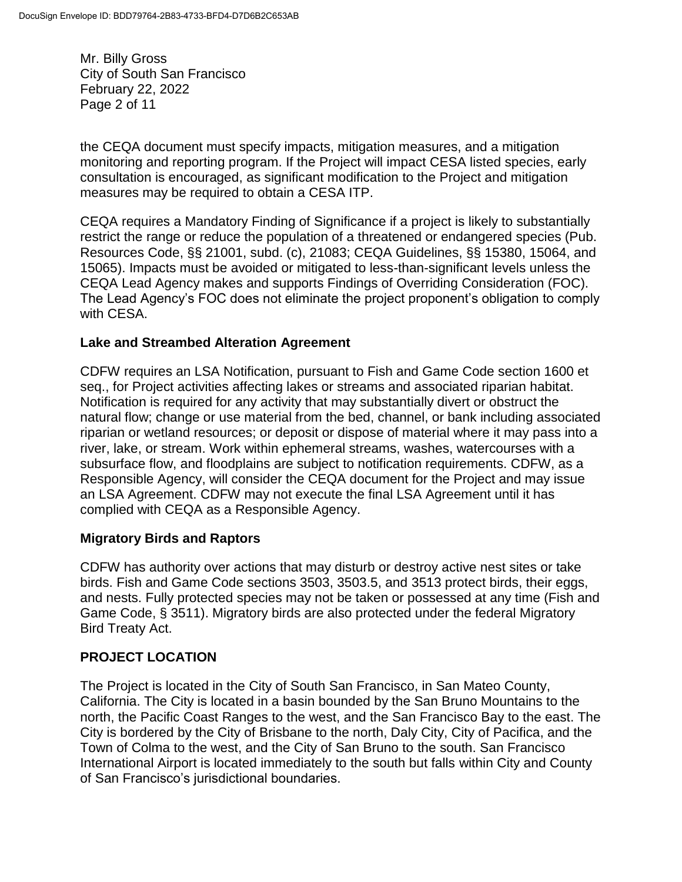the CEQA document must specify impacts, mitigation measures, and a mitigation monitoring and reporting program. If the Project will impact CESA listed species, early consultation is encouraged, as significant modification to the Project and mitigation measures may be required to obtain a CESA ITP.

CEQA requires a Mandatory Finding of Significance if a project is likely to substantially restrict the range or reduce the population of a threatened or endangered species (Pub. Resources Code, §§ 21001, subd. (c), 21083; CEQA Guidelines, §§ 15380, 15064, and 15065). Impacts must be avoided or mitigated to less-than-significant levels unless the CEQA Lead Agency makes and supports Findings of Overriding Consideration (FOC). The Lead Agency's FOC does not eliminate the project proponent's obligation to comply with CESA.

**Lake and Streambed Alteration Agreement**

CDFW requires an LSA Notification, pursuant to Fish and Game Code section 1600 et seq., for Project activities affecting lakes or streams and associated riparian habitat. Notification is required for any activity that may substantially divert or obstruct the natural flow; change or use material from the bed, channel, or bank including associated riparian or wetland resources; or deposit or dispose of material where it may pass into a river, lake, or stream. Work within ephemeral streams, washes, watercourses with a subsurface flow, and floodplains are subject to notification requirements. CDFW, as a Responsible Agency, will consider the CEQA document for the Project and may issue an LSA Agreement. CDFW may not execute the final LSA Agreement until it has complied with CEQA as a Responsible Agency.

**Migratory Birds and Raptors**

CDFW has authority over actions that may disturb or destroy active nest sites or take birds. Fish and Game Code sections 3503, 3503.5, and 3513 protect birds, their eggs, and nests. Fully protected species may not be taken or possessed at any time (Fish and Game Code, § 3511). Migratory birds are also protected under the federal Migratory Bird Treaty Act.

## PROJECT LOCATION

The Project is located in the City of South San Francisco, in San Mateo County, California. The City is located in a basin bounded by the San Bruno Mountains to the north, the Pacific Coast Ranges to the west, and the San Francisco Bay to the east. The City is bordered by the City of Brisbane to the north, Daly City, City of Pacifica, and the Town of Colma to the west, and the City of San Bruno to the south. San Francisco International Airport is located immediately to the south but falls within City and County of San Francisco's jurisdictional boundaries.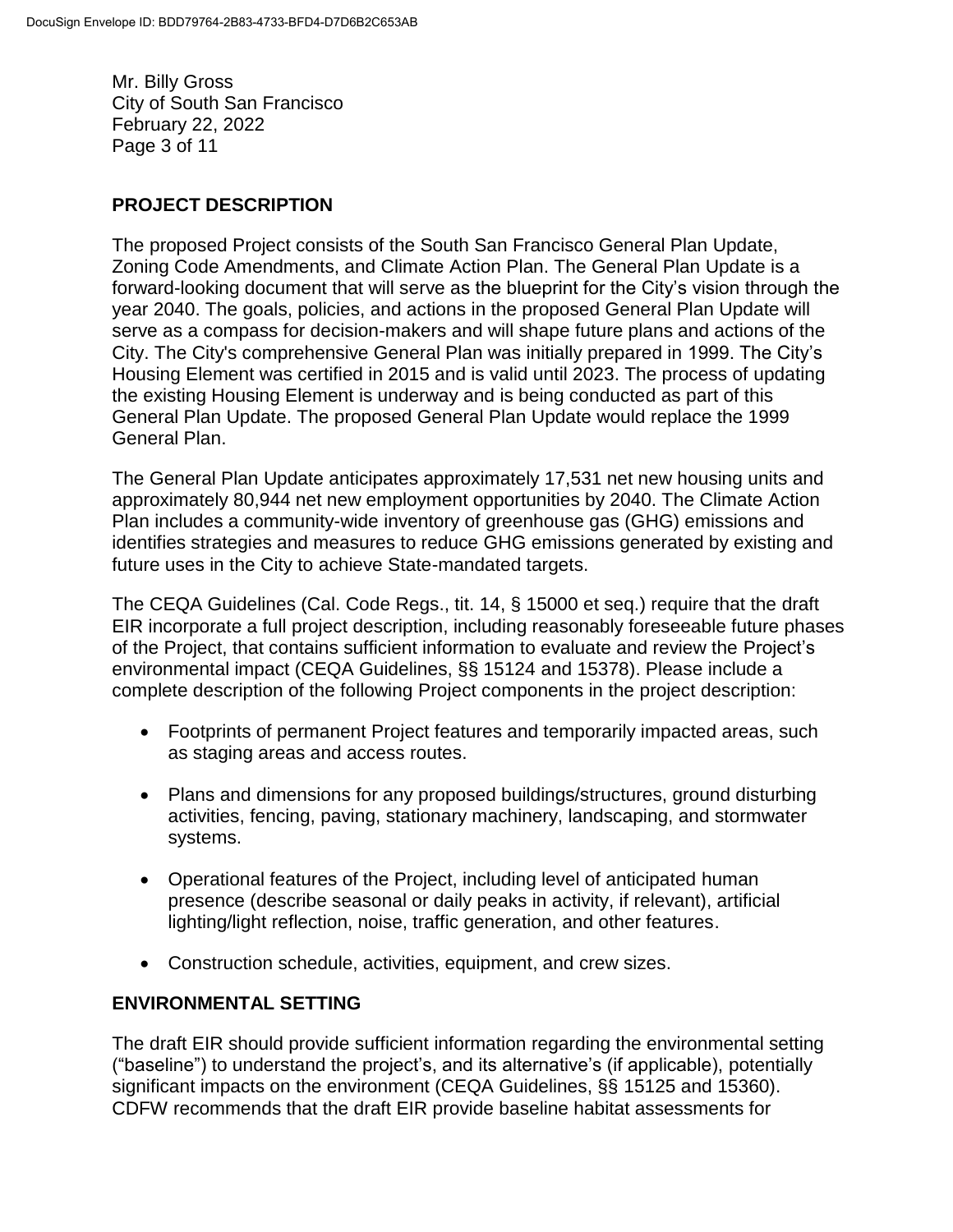Mr. Billy Gross
City of South San Francisco
February 22, 2022

## PROJECT DESCRIPTION

The proposed Project consists of the South San Francisco General Plan Update, Zoning Code Amendments, and Climate Action Plan. The General Plan Update is a forward-looking document that will serve as the blueprint for the City's vision through the year 2040. The goals, policies, and actions in the proposed General Plan Update will serve as a compass for decision-makers and will shape future plans and actions of the City. The City's comprehensive General Plan was initially prepared in 1999. The City's Housing Element was certified in 2015 and is valid until 2023. The process of updating the existing Housing Element is underway and is being conducted as part of this General Plan Update. The proposed General Plan Update would replace the 1999 General Plan.

The General Plan Update anticipates approximately 17,531 net new housing units and approximately 80,944 net new employment opportunities by 2040. The Climate Action Plan includes a community-wide inventory of greenhouse gas (GHG) emissions and identifies strategies and measures to reduce GHG emissions generated by existing and future uses in the City to achieve State-mandated targets.

The CEQA Guidelines (Cal. Code Regs., tit. 14, § 15000 et seq.) require that the draft EIR incorporate a full project description, including reasonably foreseeable future phases of the Project, that contains sufficient information to evaluate and review the Project's environmental impact (CEQA Guidelines, §§ 15124 and 15378). Please include a complete description of the following Project components in the project description:

- Footprints of permanent Project features and temporarily impacted areas, such as staging areas and access routes.
- Plans and dimensions for any proposed buildings/structures, ground disturbing activities, fencing, paving, stationary machinery, landscaping, and stormwater systems.
- Operational features of the Project, including level of anticipated human presence (describe seasonal or daily peaks in activity, if relevant), artificial lighting/light reflection, noise, traffic generation, and other features.
- Construction schedule, activities, equipment, and crew sizes.

## ENVIRONMENTAL SETTING

The draft EIR should provide sufficient information regarding the environmental setting ("baseline") to understand the project's, and its alternative's (if applicable), potentially significant impacts on the environment (CEQA Guidelines, §§ 15125 and 15360). CDFW recommends that the draft EIR provide baseline habitat assessments for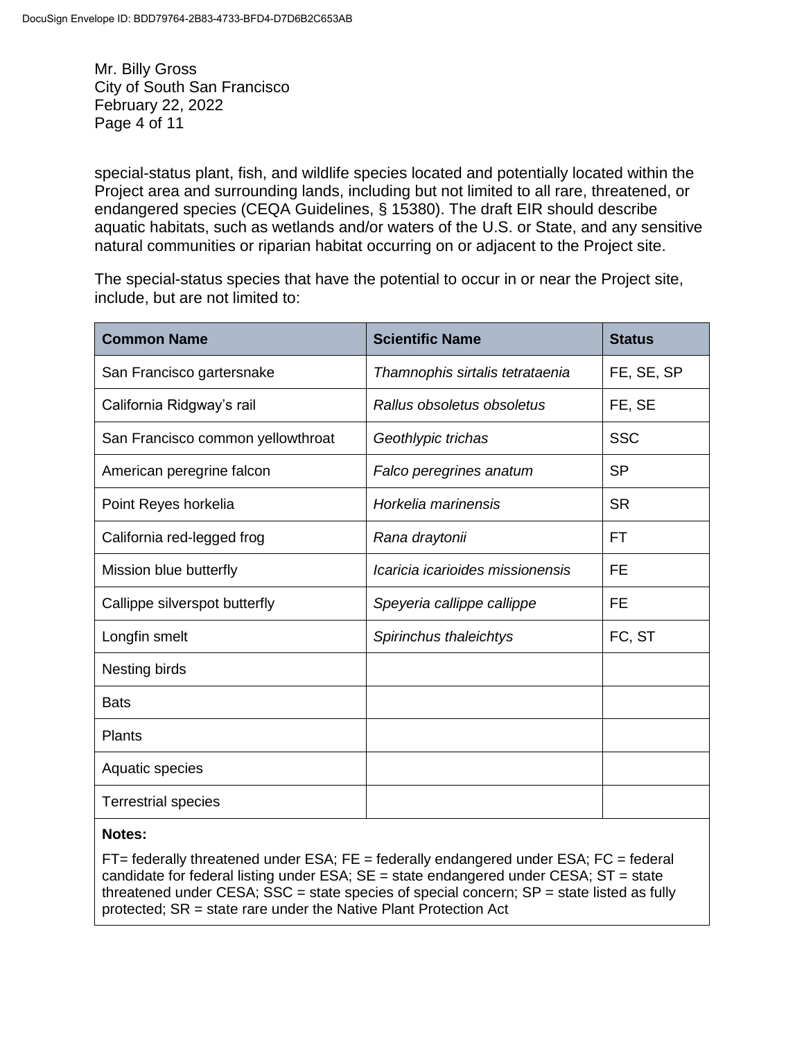special-status plant, fish, and wildlife species located and potentially located within the Project area and surrounding lands, including but not limited to all rare, threatened, or endangered species (CEQA Guidelines, § 15380). The draft EIR should describe aquatic habitats, such as wetlands and/or waters of the U.S. or State, and any sensitive natural communities or riparian habitat occurring on or adjacent to the Project site.

The special-status species that have the potential to occur in or near the Project site, include, but are not limited to:

| Common Name | Scientific Name | Status |
|---|---|---|
| San Francisco gartersnake | *Thamnophis sirtalis tetrataenia* | FE, SE, SP |
| California Ridgway's rail | *Rallus obsoletus obsoletus* | FE, SE |
| San Francisco common yellowthroat | *Geothlypic trichas* | SSC |
| American peregrine falcon | *Falco peregrines anatum* | SP |
| Point Reyes horkelia | *Horkelia marinensis* | SR |
| California red-legged frog | *Rana draytonii* | FT |
| Mission blue butterfly | *Icaricia icarioides missionensis* | FE |
| Callippe silverspot butterfly | *Speyeria callippe callippe* | FE |
| Longfin smelt | *Spirinchus thaleichtys* | FC, ST |
| Nesting birds | | |
| Bats | | |
| Plants | | |
| Aquatic species | | |
| Terrestrial species | | |

**Notes:**

FT= federally threatened under ESA; FE = federally endangered under ESA; FC = federal candidate for federal listing under ESA; SE = state endangered under CESA; ST = state threatened under CESA; SSC = state species of special concern; SP = state listed as fully protected; SR = state rare under the Native Plant Protection Act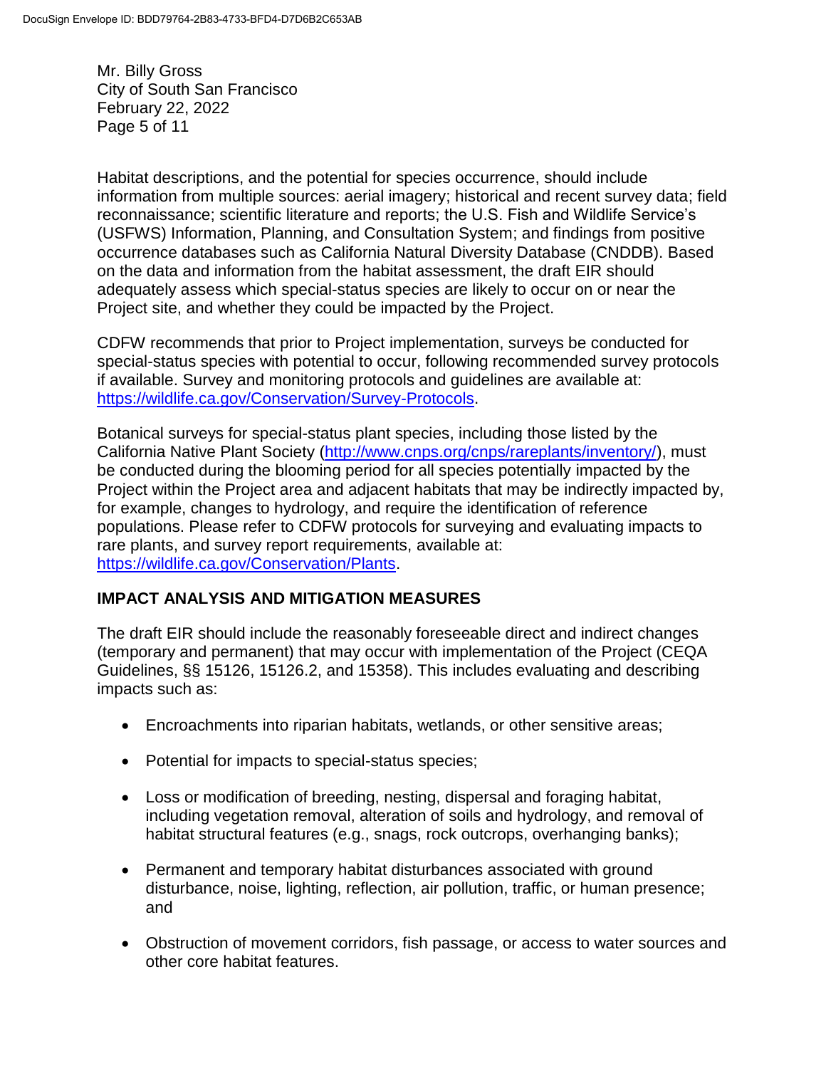Habitat descriptions, and the potential for species occurrence, should include information from multiple sources: aerial imagery; historical and recent survey data; field reconnaissance; scientific literature and reports; the U.S. Fish and Wildlife Service's (USFWS) Information, Planning, and Consultation System; and findings from positive occurrence databases such as California Natural Diversity Database (CNDDB). Based on the data and information from the habitat assessment, the draft EIR should adequately assess which special-status species are likely to occur on or near the Project site, and whether they could be impacted by the Project.

CDFW recommends that prior to Project implementation, surveys be conducted for special-status species with potential to occur, following recommended survey protocols if available. Survey and monitoring protocols and guidelines are available at: https://wildlife.ca.gov/Conservation/Survey-Protocols.

Botanical surveys for special-status plant species, including those listed by the California Native Plant Society (http://www.cnps.org/cnps/rareplants/inventory/), must be conducted during the blooming period for all species potentially impacted by the Project within the Project area and adjacent habitats that may be indirectly impacted by, for example, changes to hydrology, and require the identification of reference populations. Please refer to CDFW protocols for surveying and evaluating impacts to rare plants, and survey report requirements, available at: https://wildlife.ca.gov/Conservation/Plants.

**IMPACT ANALYSIS AND MITIGATION MEASURES**

The draft EIR should include the reasonably foreseeable direct and indirect changes (temporary and permanent) that may occur with implementation of the Project (CEQA Guidelines, §§ 15126, 15126.2, and 15358). This includes evaluating and describing impacts such as:

- Encroachments into riparian habitats, wetlands, or other sensitive areas;
- Potential for impacts to special-status species;
- Loss or modification of breeding, nesting, dispersal and foraging habitat, including vegetation removal, alteration of soils and hydrology, and removal of habitat structural features (e.g., snags, rock outcrops, overhanging banks);
- Permanent and temporary habitat disturbances associated with ground disturbance, noise, lighting, reflection, air pollution, traffic, or human presence; and
- Obstruction of movement corridors, fish passage, or access to water sources and other core habitat features.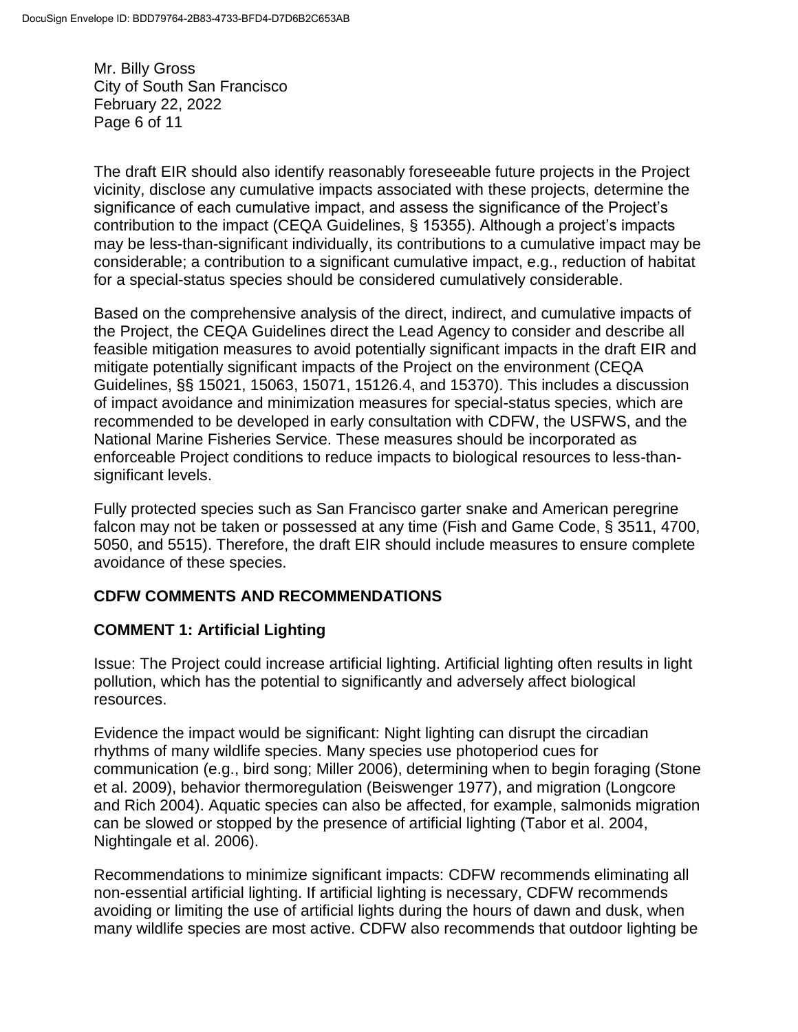The draft EIR should also identify reasonably foreseeable future projects in the Project vicinity, disclose any cumulative impacts associated with these projects, determine the significance of each cumulative impact, and assess the significance of the Project's contribution to the impact (CEQA Guidelines, § 15355). Although a project's impacts may be less-than-significant individually, its contributions to a cumulative impact may be considerable; a contribution to a significant cumulative impact, e.g., reduction of habitat for a special-status species should be considered cumulatively considerable.

Based on the comprehensive analysis of the direct, indirect, and cumulative impacts of the Project, the CEQA Guidelines direct the Lead Agency to consider and describe all feasible mitigation measures to avoid potentially significant impacts in the draft EIR and mitigate potentially significant impacts of the Project on the environment (CEQA Guidelines, §§ 15021, 15063, 15071, 15126.4, and 15370). This includes a discussion of impact avoidance and minimization measures for special-status species, which are recommended to be developed in early consultation with CDFW, the USFWS, and the National Marine Fisheries Service. These measures should be incorporated as enforceable Project conditions to reduce impacts to biological resources to less-than-significant levels.

Fully protected species such as San Francisco garter snake and American peregrine falcon may not be taken or possessed at any time (Fish and Game Code, § 3511, 4700, 5050, and 5515). Therefore, the draft EIR should include measures to ensure complete avoidance of these species.

## CDFW COMMENTS AND RECOMMENDATIONS

### COMMENT 1: Artificial Lighting

Issue: The Project could increase artificial lighting. Artificial lighting often results in light pollution, which has the potential to significantly and adversely affect biological resources.

Evidence the impact would be significant: Night lighting can disrupt the circadian rhythms of many wildlife species. Many species use photoperiod cues for communication (e.g., bird song; Miller 2006), determining when to begin foraging (Stone et al. 2009), behavior thermoregulation (Beiswenger 1977), and migration (Longcore and Rich 2004). Aquatic species can also be affected, for example, salmonids migration can be slowed or stopped by the presence of artificial lighting (Tabor et al. 2004, Nightingale et al. 2006).

Recommendations to minimize significant impacts: CDFW recommends eliminating all non-essential artificial lighting. If artificial lighting is necessary, CDFW recommends avoiding or limiting the use of artificial lights during the hours of dawn and dusk, when many wildlife species are most active. CDFW also recommends that outdoor lighting be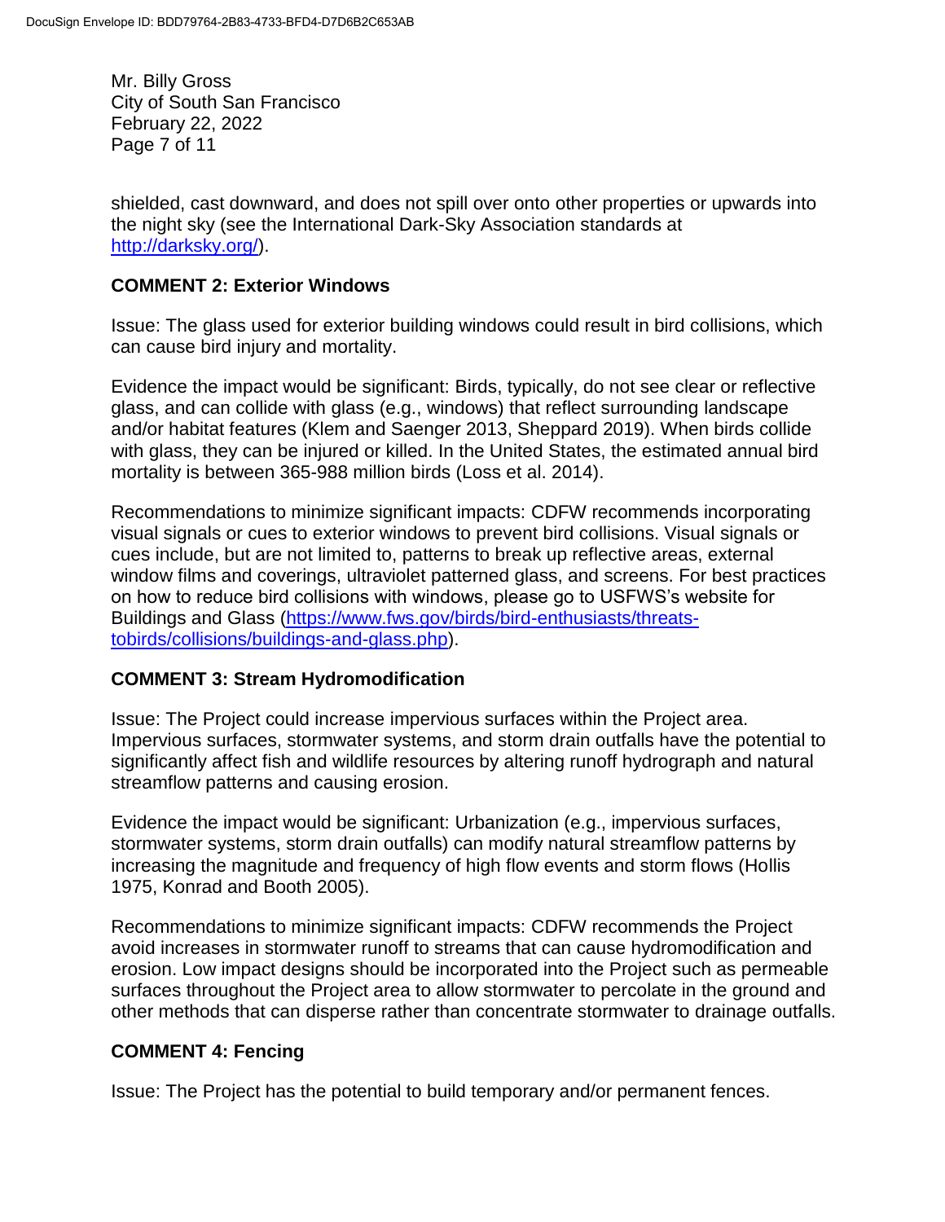shielded, cast downward, and does not spill over onto other properties or upwards into the night sky (see the International Dark-Sky Association standards at [http://darksky.org/](http://darksky.org/)).

**COMMENT 2: Exterior Windows**

Issue: The glass used for exterior building windows could result in bird collisions, which can cause bird injury and mortality.

Evidence the impact would be significant: Birds, typically, do not see clear or reflective glass, and can collide with glass (e.g., windows) that reflect surrounding landscape and/or habitat features (Klem and Saenger 2013, Sheppard 2019). When birds collide with glass, they can be injured or killed. In the United States, the estimated annual bird mortality is between 365-988 million birds (Loss et al. 2014).

Recommendations to minimize significant impacts: CDFW recommends incorporating visual signals or cues to exterior windows to prevent bird collisions. Visual signals or cues include, but are not limited to, patterns to break up reflective areas, external window films and coverings, ultraviolet patterned glass, and screens. For best practices on how to reduce bird collisions with windows, please go to USFWS's website for Buildings and Glass ([https://www.fws.gov/birds/bird-enthusiasts/threats-tobirds/collisions/buildings-and-glass.php](https://www.fws.gov/birds/bird-enthusiasts/threats-tobirds/collisions/buildings-and-glass.php)).

**COMMENT 3: Stream Hydromodification**

Issue: The Project could increase impervious surfaces within the Project area. Impervious surfaces, stormwater systems, and storm drain outfalls have the potential to significantly affect fish and wildlife resources by altering runoff hydrograph and natural streamflow patterns and causing erosion.

Evidence the impact would be significant: Urbanization (e.g., impervious surfaces, stormwater systems, storm drain outfalls) can modify natural streamflow patterns by increasing the magnitude and frequency of high flow events and storm flows (Hollis 1975, Konrad and Booth 2005).

Recommendations to minimize significant impacts: CDFW recommends the Project avoid increases in stormwater runoff to streams that can cause hydromodification and erosion. Low impact designs should be incorporated into the Project such as permeable surfaces throughout the Project area to allow stormwater to percolate in the ground and other methods that can disperse rather than concentrate stormwater to drainage outfalls.

**COMMENT 4: Fencing**

Issue: The Project has the potential to build temporary and/or permanent fences.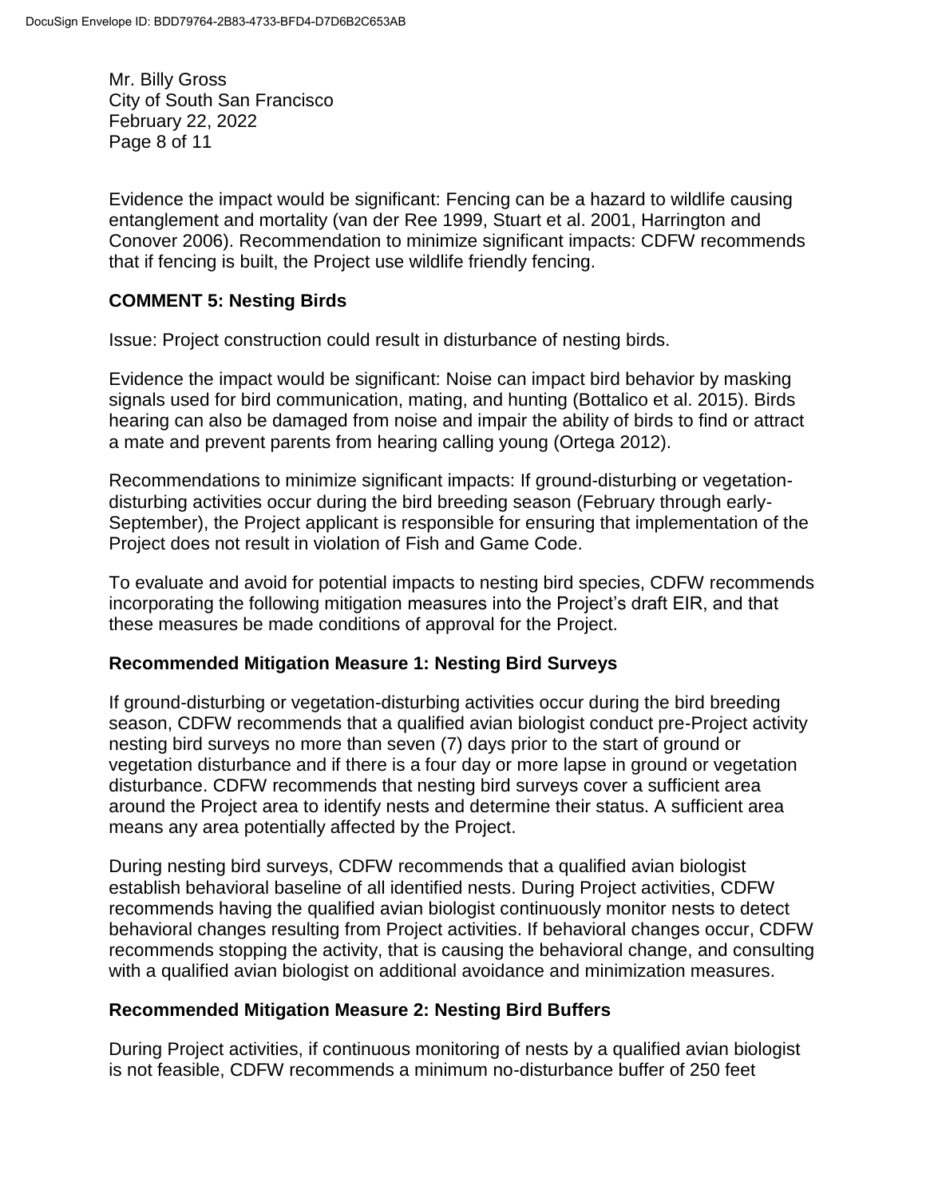Evidence the impact would be significant: Fencing can be a hazard to wildlife causing entanglement and mortality (van der Ree 1999, Stuart et al. 2001, Harrington and Conover 2006). Recommendation to minimize significant impacts: CDFW recommends that if fencing is built, the Project use wildlife friendly fencing.

## COMMENT 5: Nesting Birds

Issue: Project construction could result in disturbance of nesting birds.

Evidence the impact would be significant: Noise can impact bird behavior by masking signals used for bird communication, mating, and hunting (Bottalico et al. 2015). Birds hearing can also be damaged from noise and impair the ability of birds to find or attract a mate and prevent parents from hearing calling young (Ortega 2012).

Recommendations to minimize significant impacts: If ground-disturbing or vegetation-disturbing activities occur during the bird breeding season (February through early-September), the Project applicant is responsible for ensuring that implementation of the Project does not result in violation of Fish and Game Code.

To evaluate and avoid for potential impacts to nesting bird species, CDFW recommends incorporating the following mitigation measures into the Project's draft EIR, and that these measures be made conditions of approval for the Project.

### Recommended Mitigation Measure 1: Nesting Bird Surveys

If ground-disturbing or vegetation-disturbing activities occur during the bird breeding season, CDFW recommends that a qualified avian biologist conduct pre-Project activity nesting bird surveys no more than seven (7) days prior to the start of ground or vegetation disturbance and if there is a four day or more lapse in ground or vegetation disturbance. CDFW recommends that nesting bird surveys cover a sufficient area around the Project area to identify nests and determine their status. A sufficient area means any area potentially affected by the Project.

During nesting bird surveys, CDFW recommends that a qualified avian biologist establish behavioral baseline of all identified nests. During Project activities, CDFW recommends having the qualified avian biologist continuously monitor nests to detect behavioral changes resulting from Project activities. If behavioral changes occur, CDFW recommends stopping the activity, that is causing the behavioral change, and consulting with a qualified avian biologist on additional avoidance and minimization measures.

### Recommended Mitigation Measure 2: Nesting Bird Buffers

During Project activities, if continuous monitoring of nests by a qualified avian biologist is not feasible, CDFW recommends a minimum no-disturbance buffer of 250 feet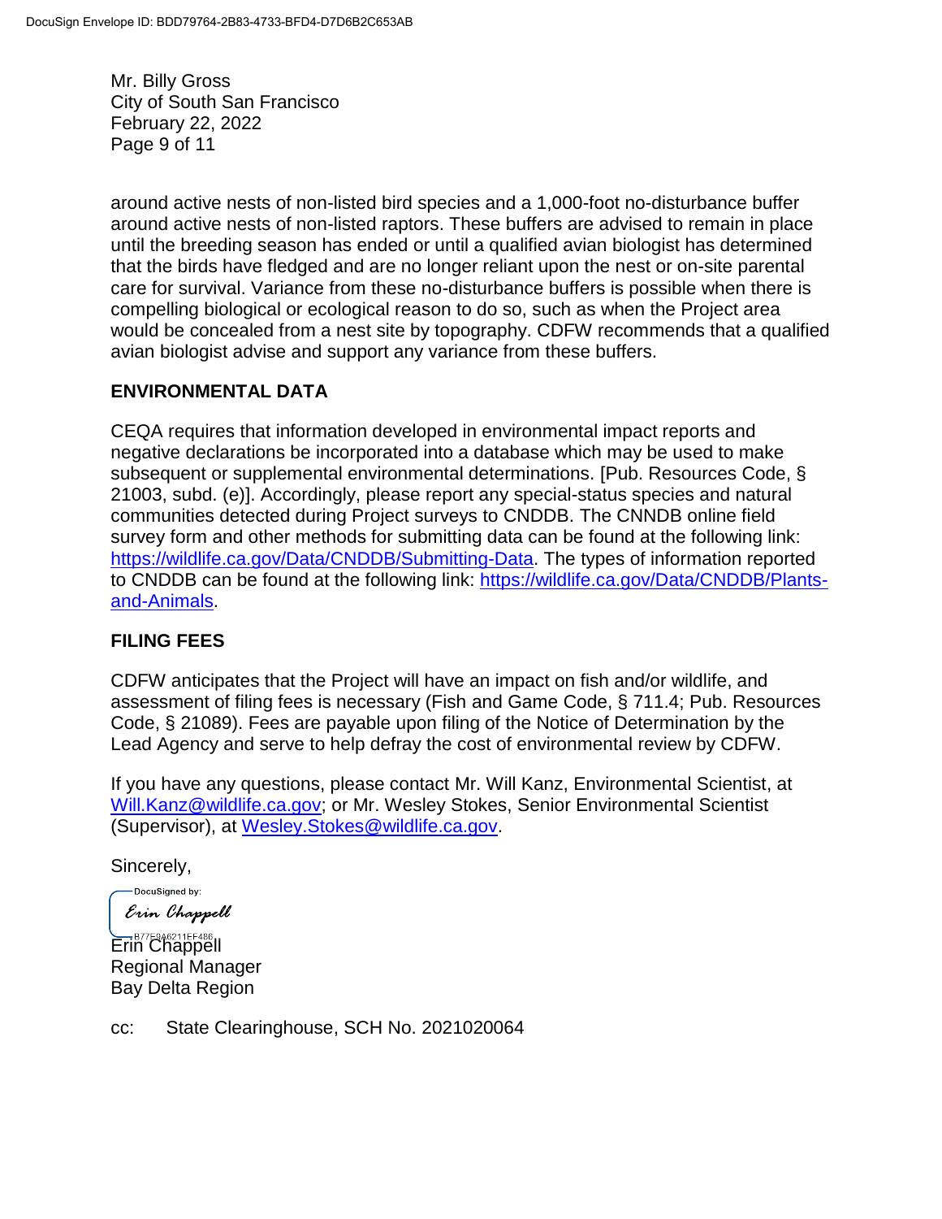around active nests of non-listed bird species and a 1,000-foot no-disturbance buffer around active nests of non-listed raptors. These buffers are advised to remain in place until the breeding season has ended or until a qualified avian biologist has determined that the birds have fledged and are no longer reliant upon the nest or on-site parental care for survival. Variance from these no-disturbance buffers is possible when there is compelling biological or ecological reason to do so, such as when the Project area would be concealed from a nest site by topography. CDFW recommends that a qualified avian biologist advise and support any variance from these buffers.

## ENVIRONMENTAL DATA

CEQA requires that information developed in environmental impact reports and negative declarations be incorporated into a database which may be used to make subsequent or supplemental environmental determinations. [Pub. Resources Code, § 21003, subd. (e)]. Accordingly, please report any special-status species and natural communities detected during Project surveys to CNDDB. The CNNDB online field survey form and other methods for submitting data can be found at the following link: https://wildlife.ca.gov/Data/CNDDB/Submitting-Data. The types of information reported to CNDDB can be found at the following link: https://wildlife.ca.gov/Data/CNDDB/Plants-and-Animals.

## FILING FEES

CDFW anticipates that the Project will have an impact on fish and/or wildlife, and assessment of filing fees is necessary (Fish and Game Code, § 711.4; Pub. Resources Code, § 21089). Fees are payable upon filing of the Notice of Determination by the Lead Agency and serve to help defray the cost of environmental review by CDFW.

If you have any questions, please contact Mr. Will Kanz, Environmental Scientist, at Will.Kanz@wildlife.ca.gov; or Mr. Wesley Stokes, Senior Environmental Scientist (Supervisor), at Wesley.Stokes@wildlife.ca.gov.

Sincerely,

DocuSigned by:
Erin Chappell
B77E9A6211EF486

Erin Chappell
Regional Manager
Bay Delta Region

cc: State Clearinghouse, SCH No. 2021020064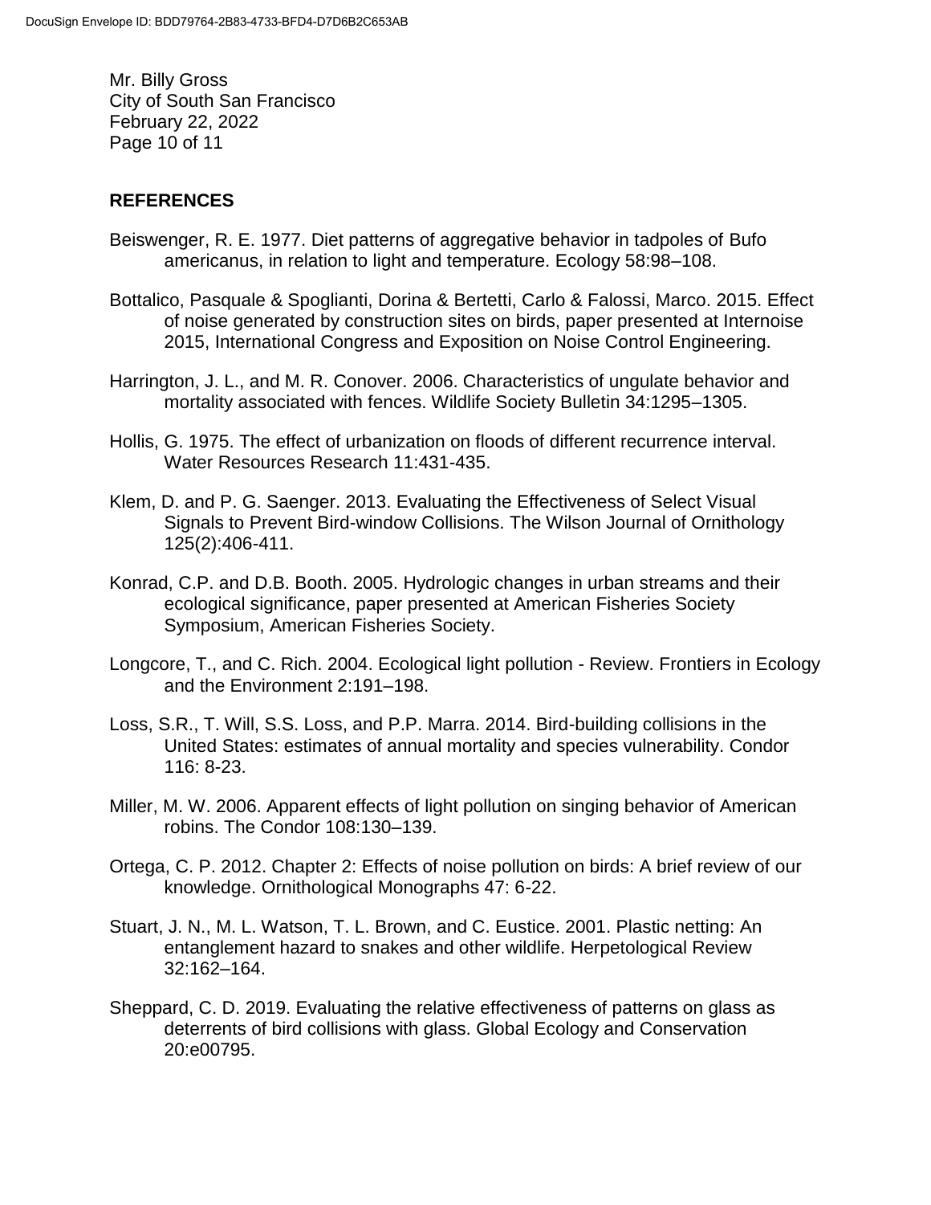## REFERENCES

Beiswenger, R. E. 1977. Diet patterns of aggregative behavior in tadpoles of Bufo americanus, in relation to light and temperature. Ecology 58:98–108.

Bottalico, Pasquale & Spoglianti, Dorina & Bertetti, Carlo & Falossi, Marco. 2015. Effect of noise generated by construction sites on birds, paper presented at Internoise 2015, International Congress and Exposition on Noise Control Engineering.

Harrington, J. L., and M. R. Conover. 2006. Characteristics of ungulate behavior and mortality associated with fences. Wildlife Society Bulletin 34:1295–1305.

Hollis, G. 1975. The effect of urbanization on floods of different recurrence interval. Water Resources Research 11:431-435.

Klem, D. and P. G. Saenger. 2013. Evaluating the Effectiveness of Select Visual Signals to Prevent Bird-window Collisions. The Wilson Journal of Ornithology 125(2):406-411.

Konrad, C.P. and D.B. Booth. 2005. Hydrologic changes in urban streams and their ecological significance, paper presented at American Fisheries Society Symposium, American Fisheries Society.

Longcore, T., and C. Rich. 2004. Ecological light pollution - Review. Frontiers in Ecology and the Environment 2:191–198.

Loss, S.R., T. Will, S.S. Loss, and P.P. Marra. 2014. Bird-building collisions in the United States: estimates of annual mortality and species vulnerability. Condor 116: 8-23.

Miller, M. W. 2006. Apparent effects of light pollution on singing behavior of American robins. The Condor 108:130–139.

Ortega, C. P. 2012. Chapter 2: Effects of noise pollution on birds: A brief review of our knowledge. Ornithological Monographs 47: 6-22.

Stuart, J. N., M. L. Watson, T. L. Brown, and C. Eustice. 2001. Plastic netting: An entanglement hazard to snakes and other wildlife. Herpetological Review 32:162–164.

Sheppard, C. D. 2019. Evaluating the relative effectiveness of patterns on glass as deterrents of bird collisions with glass. Global Ecology and Conservation 20:e00795.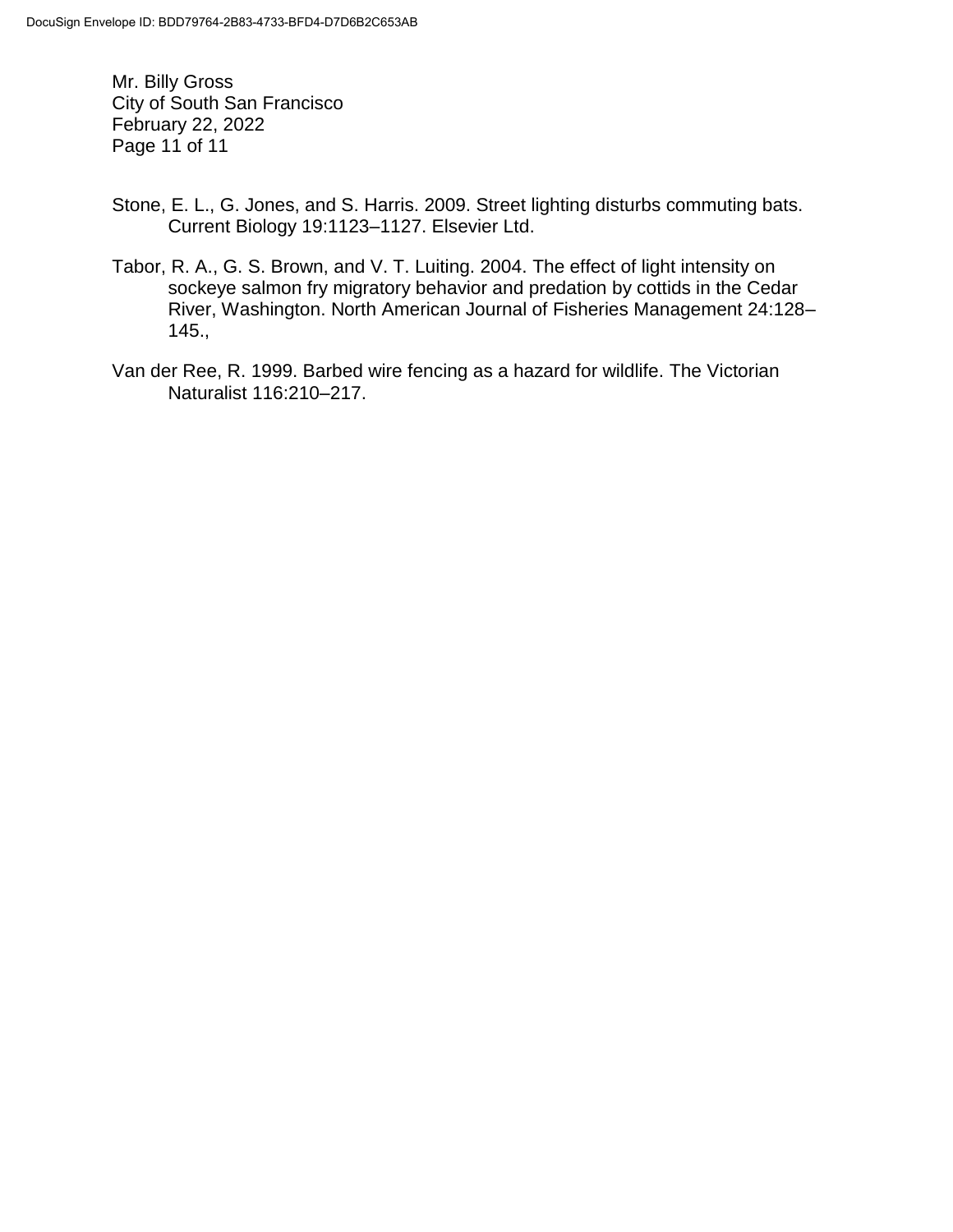Stone, E. L., G. Jones, and S. Harris. 2009. Street lighting disturbs commuting bats. Current Biology 19:1123–1127. Elsevier Ltd.

Tabor, R. A., G. S. Brown, and V. T. Luiting. 2004. The effect of light intensity on sockeye salmon fry migratory behavior and predation by cottids in the Cedar River, Washington. North American Journal of Fisheries Management 24:128–145.,

Van der Ree, R. 1999. Barbed wire fencing as a hazard for wildlife. The Victorian Naturalist 116:210–217.